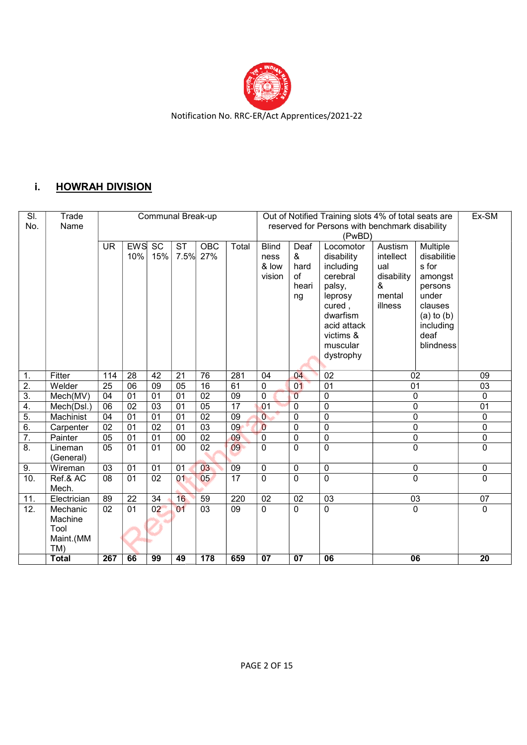Notification No. RRC-ER/Act Apprentices/2021-22

## i. HOWRAH DIVISION

| Sl. No. | Trade Name | Communal Break-up | | | | | | Out of Notified Training slots 4% of total seats are reserved for Persons with benchmark disability (PwBD) | | | | | Ex-SM |
|---|---|---|---|---|---|---|---|---|---|---|---|---|---|
| | | UR | EWS 10% | SC 15% | ST 7.5% | OBC 27% | Total | Blindness & low vision | Deaf & hard of hearing | Locomotor disability including cerebral palsy, leprosy cured , dwarfism acid attack victims & muscular dystrophy | Austism intellectual disability & mental illness | Multiple disabilities for amongst persons under clauses (a) to (b) including deaf blindness | |
| 1. | Fitter | 114 | 28 | 42 | 21 | 76 | 281 | 04 | 04 | 02 | 02 | | 09 |
| 2. | Welder | 25 | 06 | 09 | 05 | 16 | 61 | 0 | 01 | 01 | 01 | | 03 |
| 3. | Mech(MV) | 04 | 01 | 01 | 01 | 02 | 09 | 0 | 0 | 0 | 0 | | 0 |
| 4. | Mech(Dsl.) | 06 | 02 | 03 | 01 | 05 | 17 | 01 | 0 | 0 | 0 | | 01 |
| 5. | Machinist | 04 | 01 | 01 | 01 | 02 | 09 | 0 | 0 | 0 | 0 | | 0 |
| 6. | Carpenter | 02 | 01 | 02 | 01 | 03 | 09 | 0 | 0 | 0 | 0 | | 0 |
| 7. | Painter | 05 | 01 | 01 | 00 | 02 | 09 | 0 | 0 | 0 | 0 | | 0 |
| 8. | Lineman (General) | 05 | 01 | 01 | 00 | 02 | 09 | 0 | 0 | 0 | 0 | | 0 |
| 9. | Wireman | 03 | 01 | 01 | 01 | 03 | 09 | 0 | 0 | 0 | 0 | | 0 |
| 10. | Ref.& AC Mech. | 08 | 01 | 02 | 01 | 05 | 17 | 0 | 0 | 0 | 0 | | 0 |
| 11. | Electrician | 89 | 22 | 34 | 16 | 59 | 220 | 02 | 02 | 03 | 03 | | 07 |
| 12. | Mechanic Machine Tool Maint.(MMTM) | 02 | 01 | 02 | 01 | 03 | 09 | 0 | 0 | 0 | 0 | | 0 |
| | **Total** | **267** | **66** | **99** | **49** | **178** | **659** | **07** | **07** | **06** | **06** | | **20** |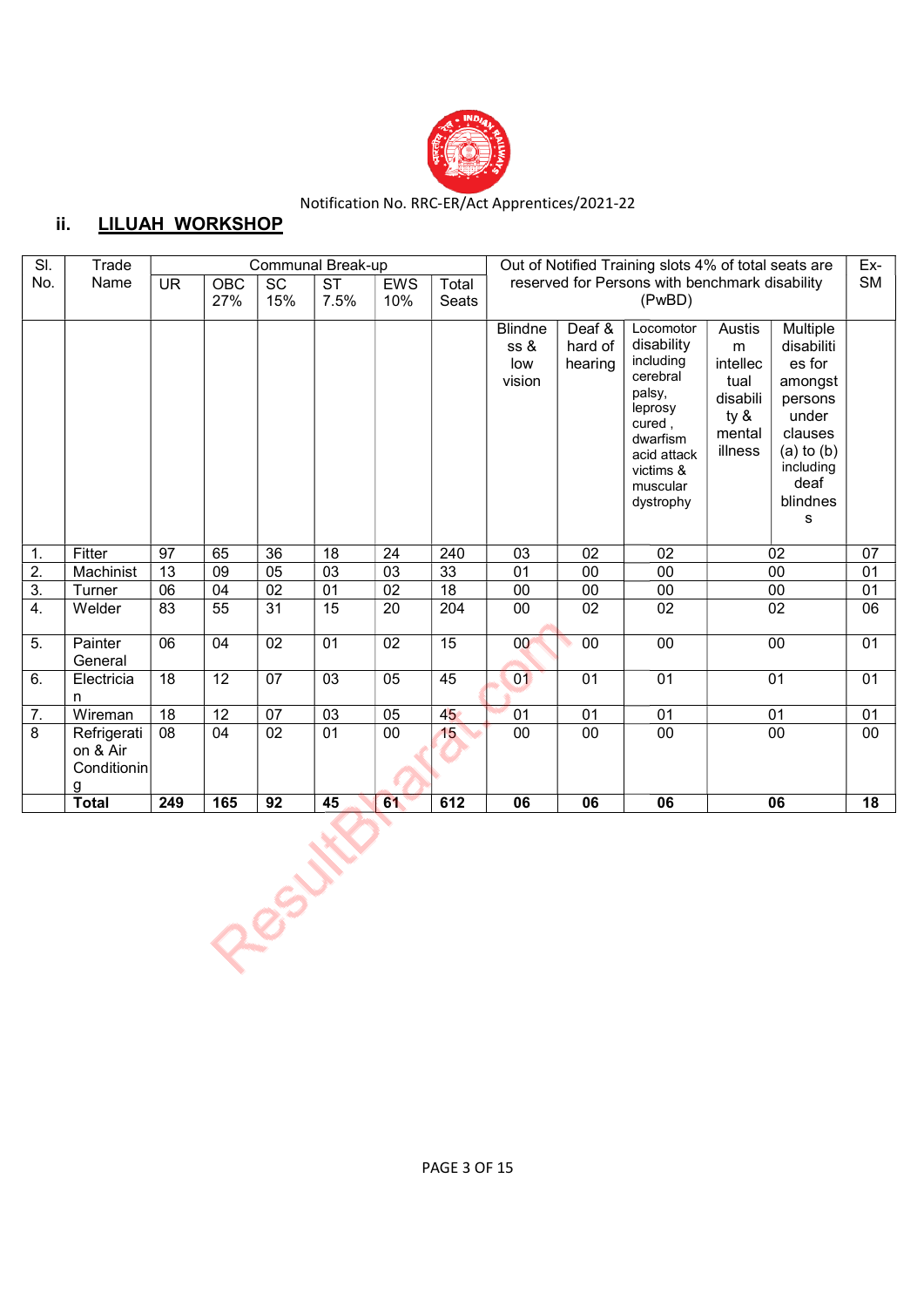Notification No. RRC-ER/Act Apprentices/2021-22

## ii. LILUAH WORKSHOP

| Sl. No. | Trade Name | Communal Break-up | | | | | | Out of Notified Training slots 4% of total seats are reserved for Persons with benchmark disability (PwBD) | | | | Ex-SM |
|---|---|---|---|---|---|---|---|---|---|---|---|---|
| | | UR | OBC 27% | SC 15% | ST 7.5% | EWS 10% | Total Seats | Blindness & low vision | Deaf & hard of hearing | Locomotor disability including cerebral palsy, leprosy cured, dwarfism acid attack victims & muscular dystrophy | Austism intellectual disability & mental illness / Multiple disabilities for amongst persons under clauses (a) to (b) including deaf blindness | |
| 1. | Fitter | 97 | 65 | 36 | 18 | 24 | 240 | 03 | 02 | 02 | 02 | 07 |
| 2. | Machinist | 13 | 09 | 05 | 03 | 03 | 33 | 01 | 00 | 00 | 00 | 01 |
| 3. | Turner | 06 | 04 | 02 | 01 | 02 | 18 | 00 | 00 | 00 | 00 | 01 |
| 4. | Welder | 83 | 55 | 31 | 15 | 20 | 204 | 00 | 02 | 02 | 02 | 06 |
| 5. | Painter General | 06 | 04 | 02 | 01 | 02 | 15 | 00 | 00 | 00 | 00 | 01 |
| 6. | Electrician | 18 | 12 | 07 | 03 | 05 | 45 | 01 | 01 | 01 | 01 | 01 |
| 7. | Wireman | 18 | 12 | 07 | 03 | 05 | 45 | 01 | 01 | 01 | 01 | 01 |
| 8 | Refrigeration & Air Conditioning | 08 | 04 | 02 | 01 | 00 | 15 | 00 | 00 | 00 | 00 | 00 |
| | **Total** | **249** | **165** | **92** | **45** | **61** | **612** | **06** | **06** | **06** | **06** | **18** |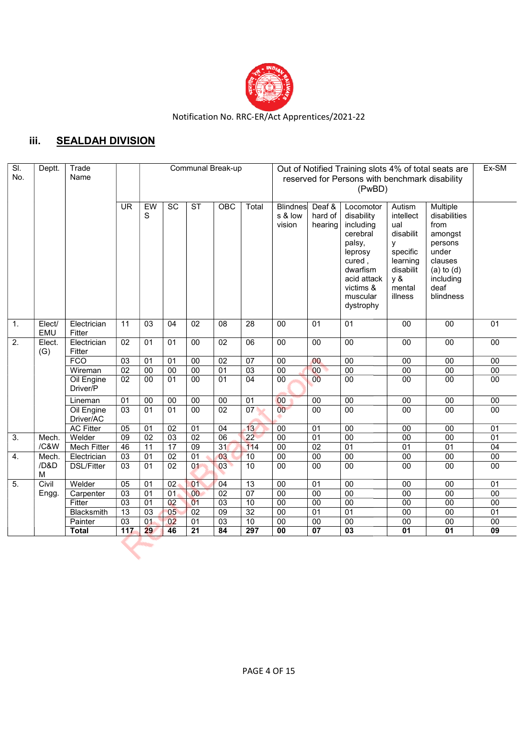Notification No. RRC-ER/Act Apprentices/2021-22

## iii. SEALDAH DIVISION

| Sl. No. | Deptt. | Trade Name | Communal Break-up | | | | | | Out of Notified Training slots 4% of total seats are reserved for Persons with benchmark disability (PwBD) | | | | | Ex-SM |
|---|---|---|---|---|---|---|---|---|---|---|---|---|---|---|
| | | | UR | EWS | SC | ST | OBC | Total | Blindness & low vision | Deaf & hard of hearing | Locomotor disability including cerebral palsy, leprosy cured, dwarfism acid attack victims & muscular dystrophy | Autism intellectual disability specific learning disability & mental illness | Multiple disabilities from amongst persons under clauses (a) to (d) including deaf blindness | |
| 1. | Elect/ EMU | Electrician Fitter | 11 | 03 | 04 | 02 | 08 | 28 | 00 | 01 | 01 | 00 | 00 | 01 |
| 2. | Elect. (G) | Electrician Fitter | 02 | 01 | 01 | 00 | 02 | 06 | 00 | 00 | 00 | 00 | 00 | 00 |
| | | FCO | 03 | 01 | 01 | 00 | 02 | 07 | 00 | 00 | 00 | 00 | 00 | 00 |
| | | Wireman | 02 | 00 | 00 | 00 | 01 | 03 | 00 | 00 | 00 | 00 | 00 | 00 |
| | | Oil Engine Driver/P | 02 | 00 | 01 | 00 | 01 | 04 | 00 | 00 | 00 | 00 | 00 | 00 |
| | | Lineman | 01 | 00 | 00 | 00 | 00 | 01 | 00 | 00 | 00 | 00 | 00 | 00 |
| | | Oil Engine Driver/AC | 03 | 01 | 01 | 00 | 02 | 07 | 00 | 00 | 00 | 00 | 00 | 00 |
| | | AC Fitter | 05 | 01 | 02 | 01 | 04 | 13 | 00 | 01 | 00 | 00 | 00 | 01 |
| 3. | Mech. /C&W | Welder | 09 | 02 | 03 | 02 | 06 | 22 | 00 | 01 | 00 | 00 | 00 | 01 |
| | | Mech Fitter | 46 | 11 | 17 | 09 | 31 | 114 | 00 | 02 | 01 | 01 | 01 | 04 |
| 4. | Mech. /D&DM | Electrician | 03 | 01 | 02 | 01 | 03 | 10 | 00 | 00 | 00 | 00 | 00 | 00 |
| | | DSL/Fitter | 03 | 01 | 02 | 01 | 03 | 10 | 00 | 00 | 00 | 00 | 00 | 00 |
| 5. | Civil Engg. | Welder | 05 | 01 | 02 | 01 | 04 | 13 | 00 | 01 | 00 | 00 | 00 | 01 |
| | | Carpenter | 03 | 01 | 01 | 00 | 02 | 07 | 00 | 00 | 00 | 00 | 00 | 00 |
| | | Fitter | 03 | 01 | 02 | 01 | 03 | 10 | 00 | 00 | 00 | 00 | 00 | 00 |
| | | Blacksmith | 13 | 03 | 05 | 02 | 09 | 32 | 00 | 01 | 01 | 00 | 00 | 01 |
| | | Painter | 03 | 01 | 02 | 01 | 03 | 10 | 00 | 00 | 00 | 00 | 00 | 00 |
| | | **Total** | **117** | **29** | **46** | **21** | **84** | **297** | **00** | **07** | **03** | **01** | **01** | **09** |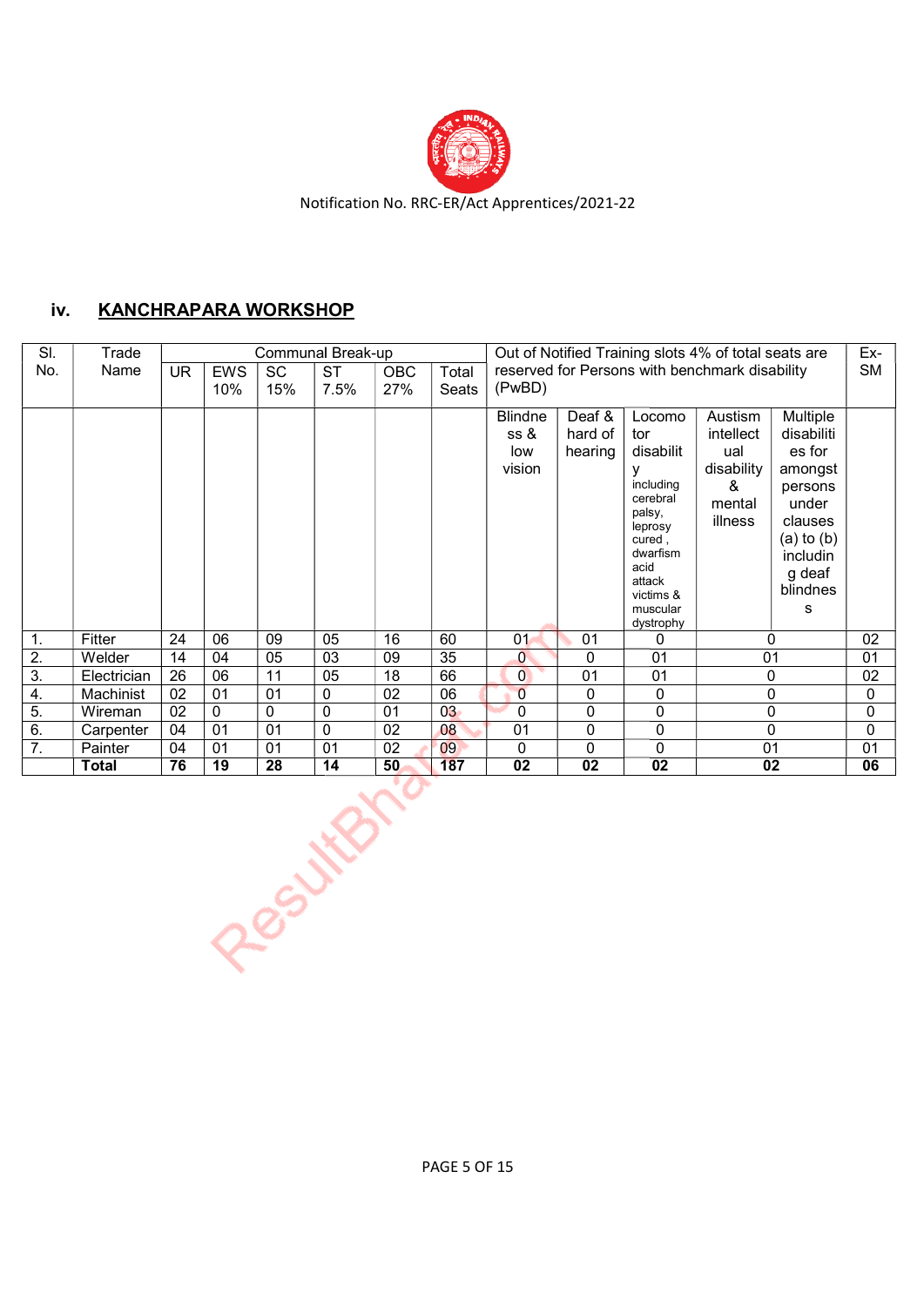Notification No. RRC-ER/Act Apprentices/2021-22

## iv. KANCHRAPARA WORKSHOP

| Sl. No. | Trade Name | Communal Break-up | | | | | | Out of Notified Training slots 4% of total seats are reserved for Persons with benchmark disability (PwBD) | | | | Ex-SM |
|---|---|---|---|---|---|---|---|---|---|---|---|---|
| | | UR | EWS 10% | SC 15% | ST 7.5% | OBC 27% | Total Seats | Blindness & low vision | Deaf & hard of hearing | Locomotor disability including cerebral palsy, leprosy cured , dwarfism acid attack victims & muscular dystrophy | Austism intellectual disability & mental illness / Multiple disabilities amongst persons under clauses (a) to (b) including deaf blindness | |
| 1. | Fitter | 24 | 06 | 09 | 05 | 16 | 60 | 01 | 01 | 0 | 0 | 02 |
| 2. | Welder | 14 | 04 | 05 | 03 | 09 | 35 | 0 | 0 | 01 | 01 | 01 |
| 3. | Electrician | 26 | 06 | 11 | 05 | 18 | 66 | 0 | 01 | 01 | 0 | 02 |
| 4. | Machinist | 02 | 01 | 01 | 0 | 02 | 06 | 0 | 0 | 0 | 0 | 0 |
| 5. | Wireman | 02 | 0 | 0 | 0 | 01 | 03 | 0 | 0 | 0 | 0 | 0 |
| 6. | Carpenter | 04 | 01 | 01 | 0 | 02 | 08 | 01 | 0 | 0 | 0 | 0 |
| 7. | Painter | 04 | 01 | 01 | 01 | 02 | 09 | 0 | 0 | 0 | 01 | 01 |
| | **Total** | **76** | **19** | **28** | **14** | **50** | **187** | **02** | **02** | **02** | **02** | **06** |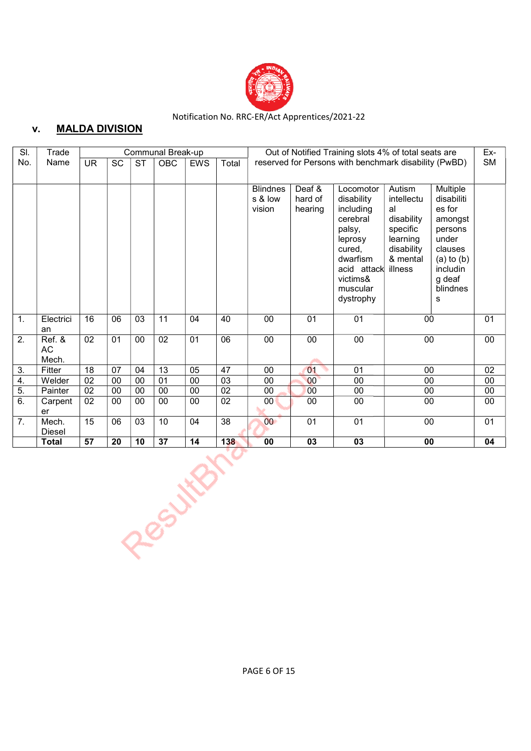Notification No. RRC-ER/Act Apprentices/2021-22

## v. MALDA DIVISION

| Sl. No. | Trade Name | Communal Break-up | | | | | | Out of Notified Training slots 4% of total seats are reserved for Persons with benchmark disability (PwBD) | | | | Ex-SM |
|---|---|---|---|---|---|---|---|---|---|---|---|---|
| | | UR | SC | ST | OBC | EWS | Total | Blindness & low vision | Deaf & hard of hearing | Locomotor disability including cerebral palsy, leprosy cured, dwarfism acid attack victims& muscular dystrophy | Autism intellectual disability specific learning disability & mental illness / Multiple disabilities for amongst persons under clauses (a) to (b) including deaf blindness | |
| 1. | Electrician | 16 | 06 | 03 | 11 | 04 | 40 | 00 | 01 | 01 | 00 | 01 |
| 2. | Ref. & AC Mech. | 02 | 01 | 00 | 02 | 01 | 06 | 00 | 00 | 00 | 00 | 00 |
| 3. | Fitter | 18 | 07 | 04 | 13 | 05 | 47 | 00 | 01 | 01 | 00 | 02 |
| 4. | Welder | 02 | 00 | 00 | 01 | 00 | 03 | 00 | 00 | 00 | 00 | 00 |
| 5. | Painter | 02 | 00 | 00 | 00 | 00 | 02 | 00 | 00 | 00 | 00 | 00 |
| 6. | Carpenter | 02 | 00 | 00 | 00 | 00 | 02 | 00 | 00 | 00 | 00 | 00 |
| 7. | Mech. Diesel | 15 | 06 | 03 | 10 | 04 | 38 | 00 | 01 | 01 | 00 | 01 |
| | **Total** | **57** | **20** | **10** | **37** | **14** | **138** | **00** | **03** | **03** | **00** | **04** |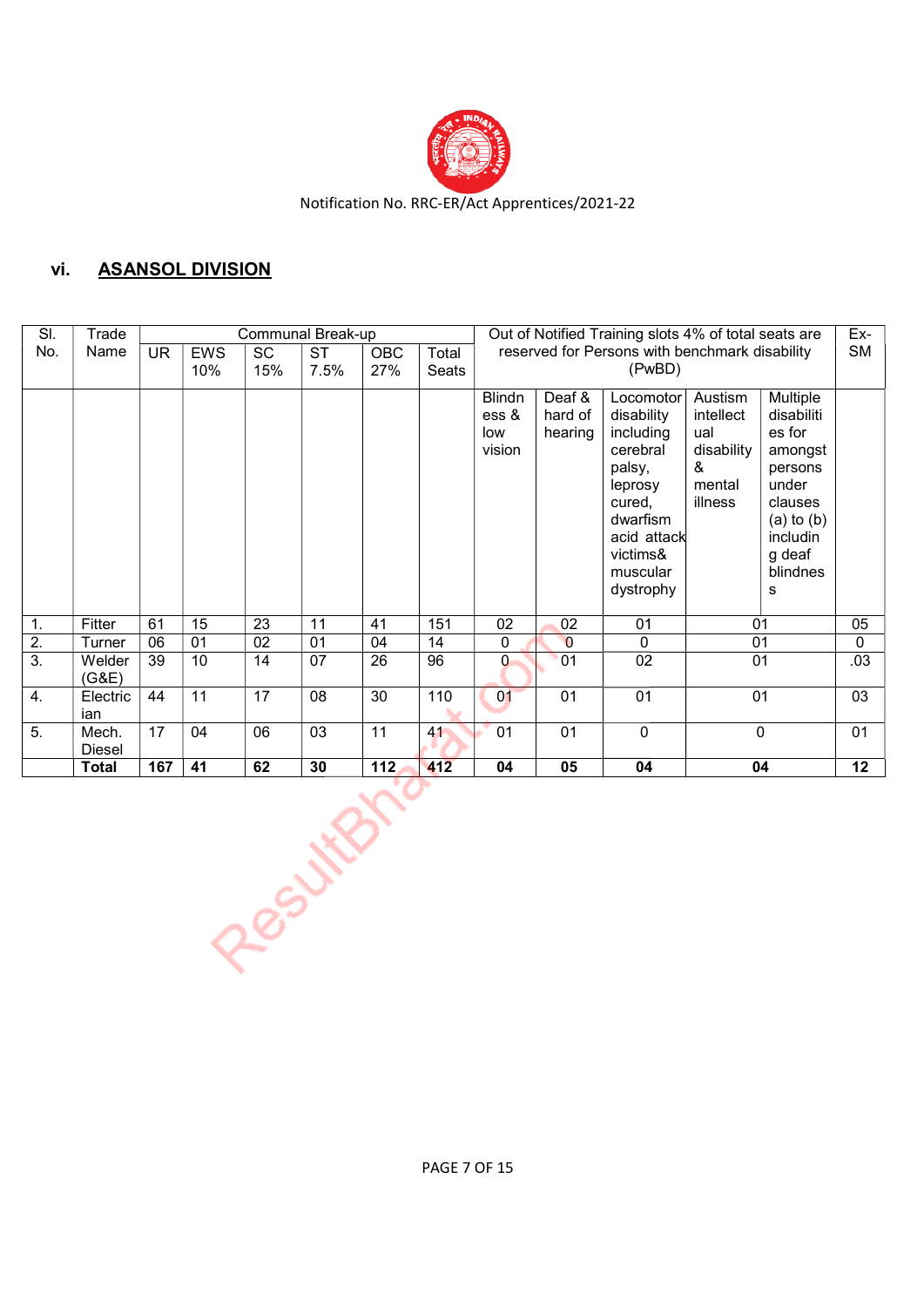Notification No. RRC-ER/Act Apprentices/2021-22

## vi. ASANSOL DIVISION

| Sl. No. | Trade Name | Communal Break-up | | | | | | Out of Notified Training slots 4% of total seats are reserved for Persons with benchmark disability (PwBD) | | | | | Ex-SM |
|---|---|---|---|---|---|---|---|---|---|---|---|---|---|
| | | UR | EWS 10% | SC 15% | ST 7.5% | OBC 27% | Total Seats | Blindness & low vision | Deaf & hard of hearing | Locomotor disability including cerebral palsy, leprosy cured, dwarfism acid attack victims& muscular dystrophy | Austism intellectual disability & mental illness | Multiple disabilities for amongst persons under clauses (a) to (b) including deaf blindness | |
| 1. | Fitter | 61 | 15 | 23 | 11 | 41 | 151 | 02 | 02 | 01 | 01 | | 05 |
| 2. | Turner | 06 | 01 | 02 | 01 | 04 | 14 | 0 | 0 | 0 | 01 | | 0 |
| 3. | Welder (G&E) | 39 | 10 | 14 | 07 | 26 | 96 | 0 | 01 | 02 | 01 | | .03 |
| 4. | Electrician | 44 | 11 | 17 | 08 | 30 | 110 | 01 | 01 | 01 | 01 | | 03 |
| 5. | Mech. Diesel | 17 | 04 | 06 | 03 | 11 | 41 | 01 | 01 | 0 | 0 | | 01 |
| | **Total** | **167** | **41** | **62** | **30** | **112** | **412** | **04** | **05** | **04** | **04** | | **12** |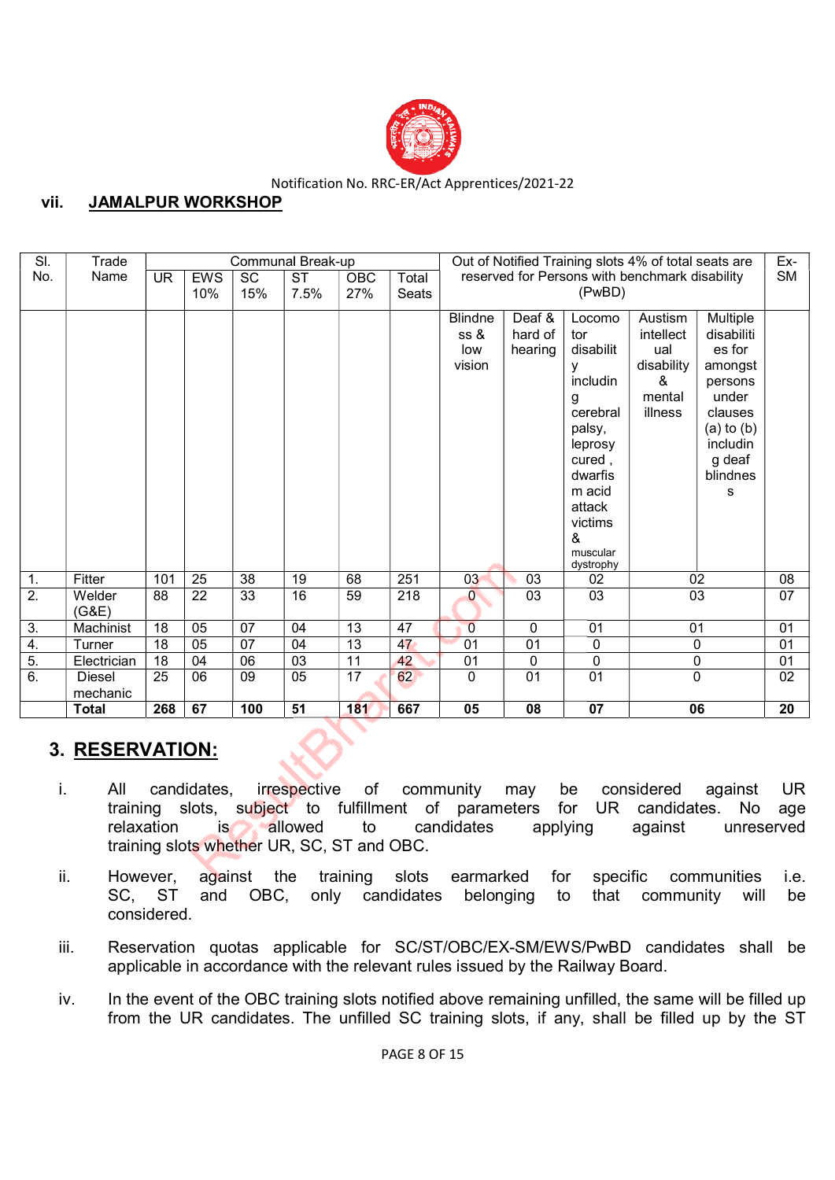Notification No. RRC-ER/Act Apprentices/2021-22

### vii. JAMALPUR WORKSHOP

| Sl. No. | Trade Name | Communal Break-up | | | | | | Out of Notified Training slots 4% of total seats are reserved for Persons with benchmark disability (PwBD) | | | | Ex-SM |
|---|---|---|---|---|---|---|---|---|---|---|---|---|
| | | UR | EWS 10% | SC 15% | ST 7.5% | OBC 27% | Total Seats | Blindness & low vision | Deaf & hard of hearing | Locomotor disability including cerebral palsy, leprosy cured, dwarfism acid attack victims & muscular dystrophy | Austism intellectual disability & mental illness / Multiple disabilities for amongst persons under clauses (a) to (b) including deaf blindness | |
| 1. | Fitter | 101 | 25 | 38 | 19 | 68 | 251 | 03 | 03 | 02 | 02 | 08 |
| 2. | Welder (G&E) | 88 | 22 | 33 | 16 | 59 | 218 | 0 | 03 | 03 | 03 | 07 |
| 3. | Machinist | 18 | 05 | 07 | 04 | 13 | 47 | 0 | 0 | 01 | 01 | 01 |
| 4. | Turner | 18 | 05 | 07 | 04 | 13 | 47 | 01 | 01 | 0 | 0 | 01 |
| 5. | Electrician | 18 | 04 | 06 | 03 | 11 | 42 | 01 | 0 | 0 | 0 | 01 |
| 6. | Diesel mechanic | 25 | 06 | 09 | 05 | 17 | 62 | 0 | 01 | 01 | 0 | 02 |
| | **Total** | **268** | **67** | **100** | **51** | **181** | **667** | **05** | **08** | **07** | **06** | **20** |

## 3. RESERVATION:

i. All candidates, irrespective of community may be considered against UR training slots, subject to fulfillment of parameters for UR candidates. No age relaxation is allowed to candidates applying against unreserved training slots whether UR, SC, ST and OBC.

ii. However, against the training slots earmarked for specific communities i.e. SC, ST and OBC, only candidates belonging to that community will be considered.

iii. Reservation quotas applicable for SC/ST/OBC/EX-SM/EWS/PwBD candidates shall be applicable in accordance with the relevant rules issued by the Railway Board.

iv. In the event of the OBC training slots notified above remaining unfilled, the same will be filled up from the UR candidates. The unfilled SC training slots, if any, shall be filled up by the ST